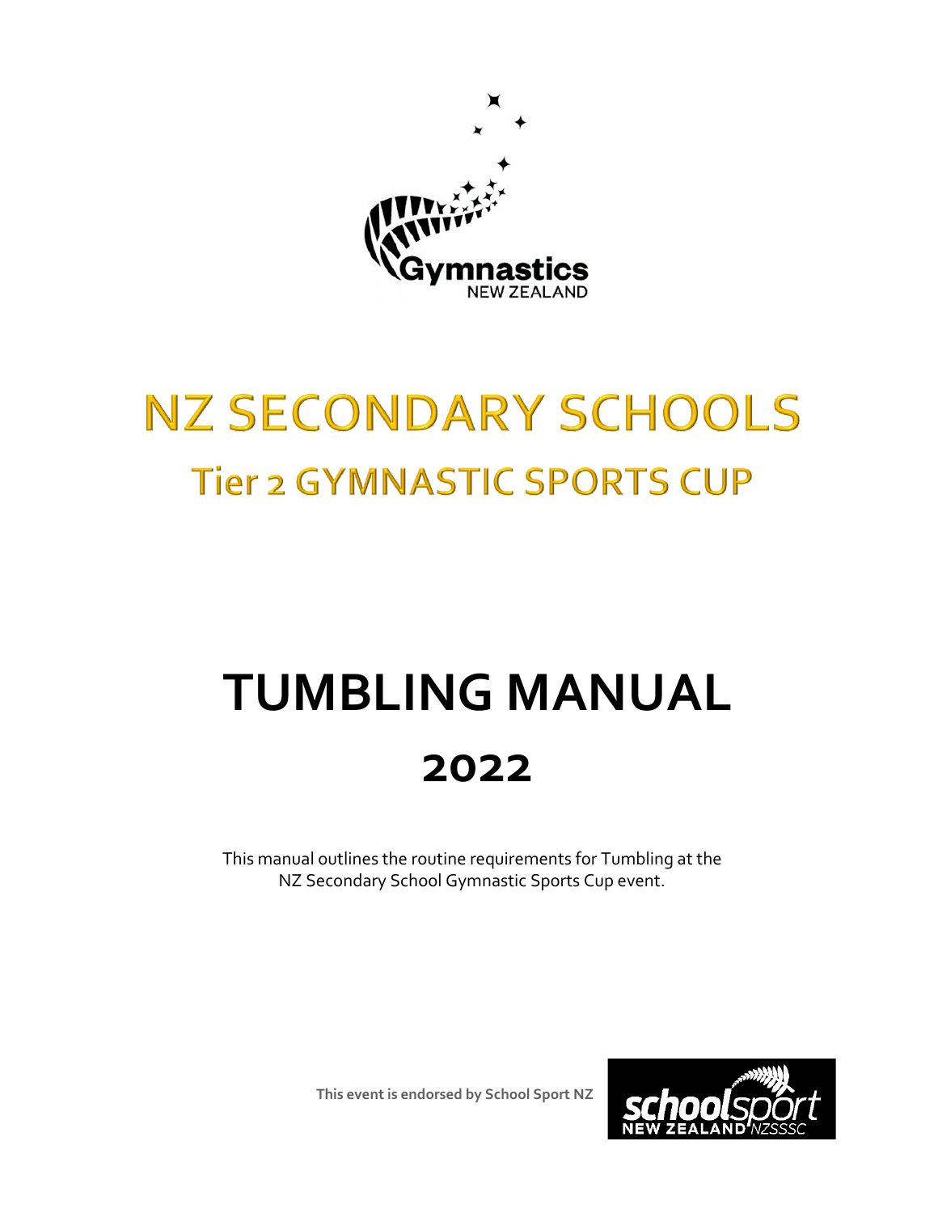# NZ SECONDARY SCHOOLS

## Tier 2 GYMNASTIC SPORTS CUP

# TUMBLING MANUAL

## 2022

This manual outlines the routine requirements for Tumbling at the NZ Secondary School Gymnastic Sports Cup event.

**This event is endorsed by School Sport NZ**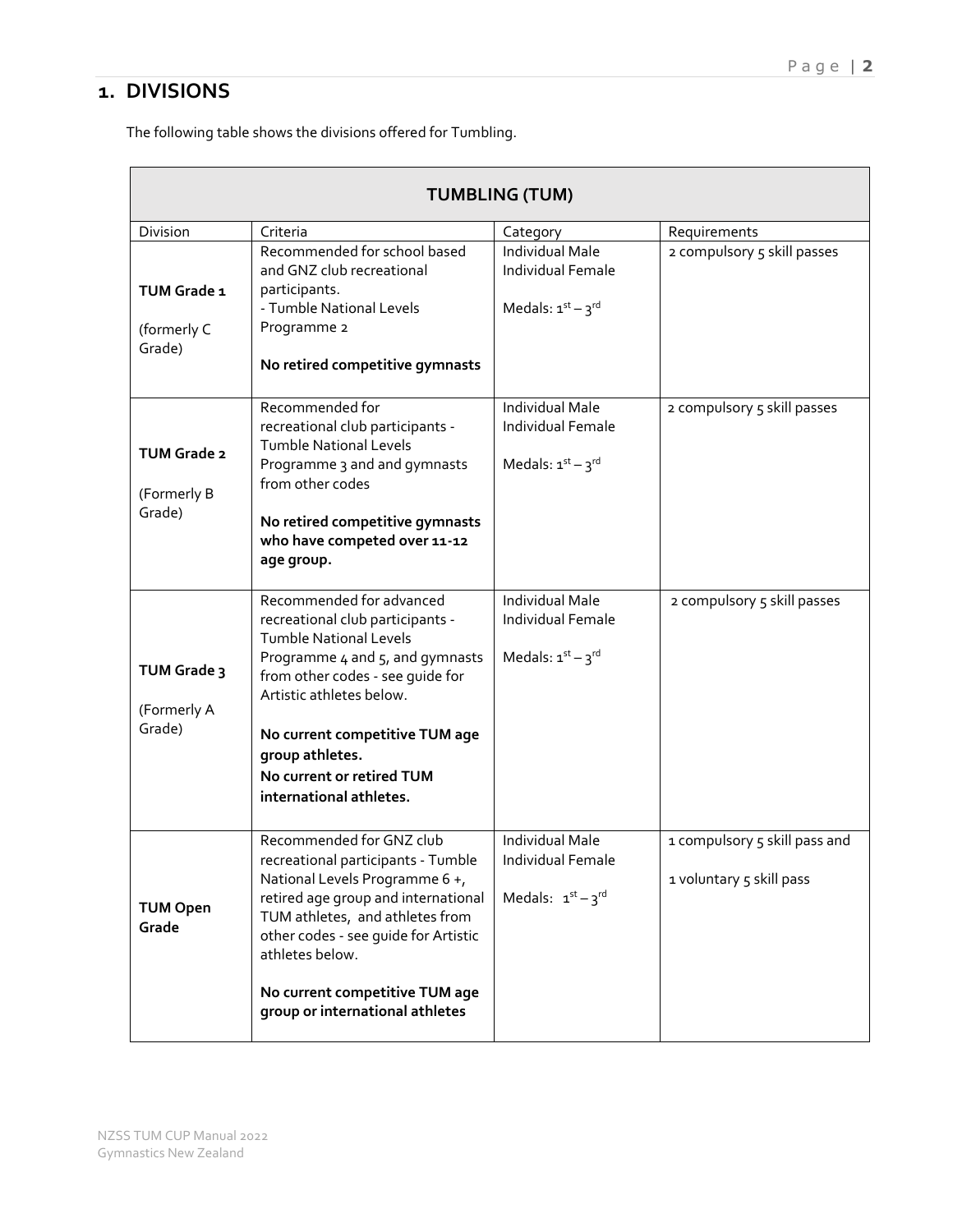# 1. DIVISIONS

The following table shows the divisions offered for Tumbling.

| TUMBLING (TUM) | | | |
|---|---|---|---|
| Division | Criteria | Category | Requirements |
| **TUM Grade 1** (formerly C Grade) | Recommended for school based and GNZ club recreational participants. - Tumble National Levels Programme 2 **No retired competitive gymnasts** | Individual Male Individual Female Medals: $1^{st}$ – $3^{rd}$ | 2 compulsory 5 skill passes |
| **TUM Grade 2** (Formerly B Grade) | Recommended for recreational club participants - Tumble National Levels Programme 3 and and gymnasts from other codes **No retired competitive gymnasts who have competed over 11-12 age group.** | Individual Male Individual Female Medals: $1^{st}$ – $3^{rd}$ | 2 compulsory 5 skill passes |
| **TUM Grade 3** (Formerly A Grade) | Recommended for advanced recreational club participants - Tumble National Levels Programme 4 and 5, and gymnasts from other codes - see guide for Artistic athletes below. **No current competitive TUM age group athletes. No current or retired TUM international athletes.** | Individual Male Individual Female Medals: $1^{st}$ – $3^{rd}$ | 2 compulsory 5 skill passes |
| **TUM Open Grade** | Recommended for GNZ club recreational participants - Tumble National Levels Programme 6 +, retired age group and international TUM athletes, and athletes from other codes - see guide for Artistic athletes below. **No current competitive TUM age group or international athletes** | Individual Male Individual Female Medals: $1^{st}$ – $3^{rd}$ | 1 compulsory 5 skill pass and 1 voluntary 5 skill pass |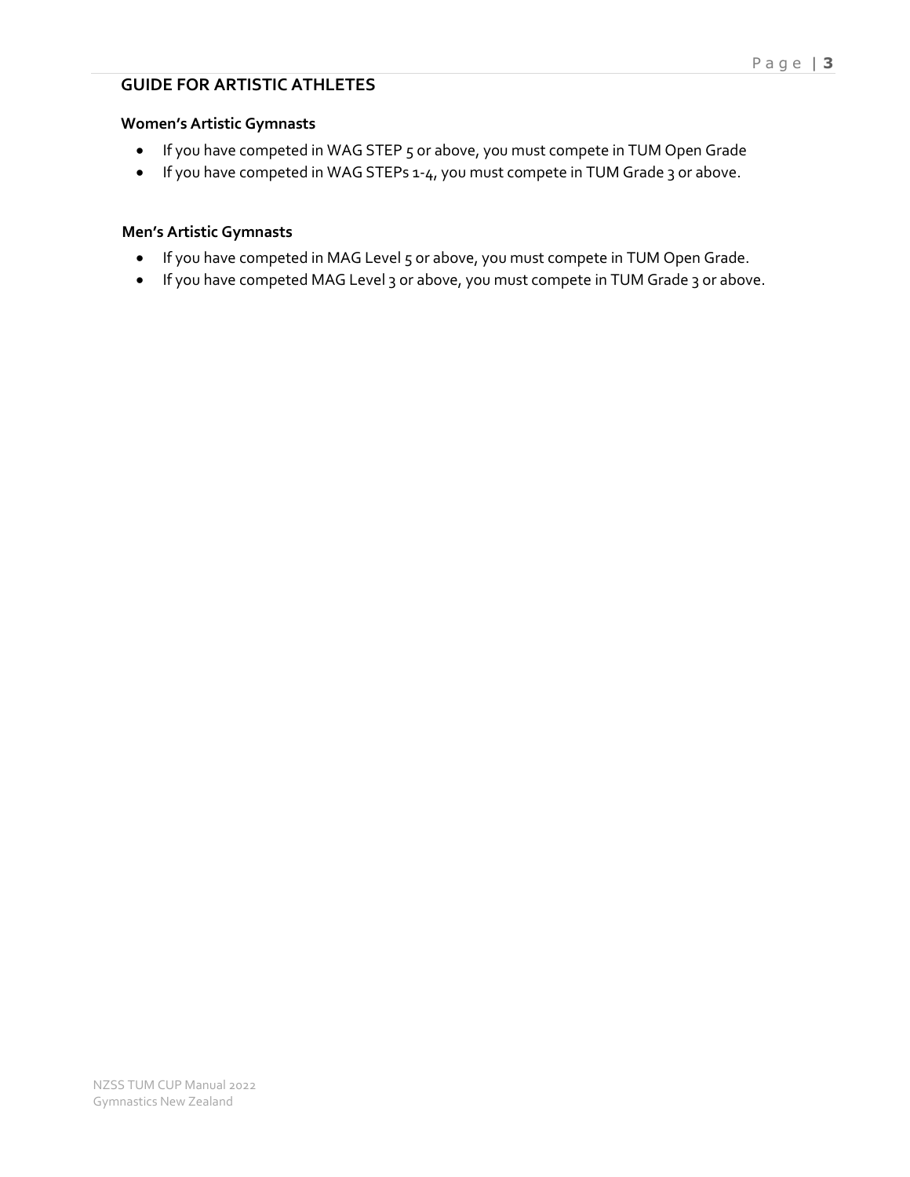## GUIDE FOR ARTISTIC ATHLETES

### Women's Artistic Gymnasts

- If you have competed in WAG STEP 5 or above, you must compete in TUM Open Grade
- If you have competed in WAG STEPs 1-4, you must compete in TUM Grade 3 or above.

### Men's Artistic Gymnasts

- If you have competed in MAG Level 5 or above, you must compete in TUM Open Grade.
- If you have competed MAG Level 3 or above, you must compete in TUM Grade 3 or above.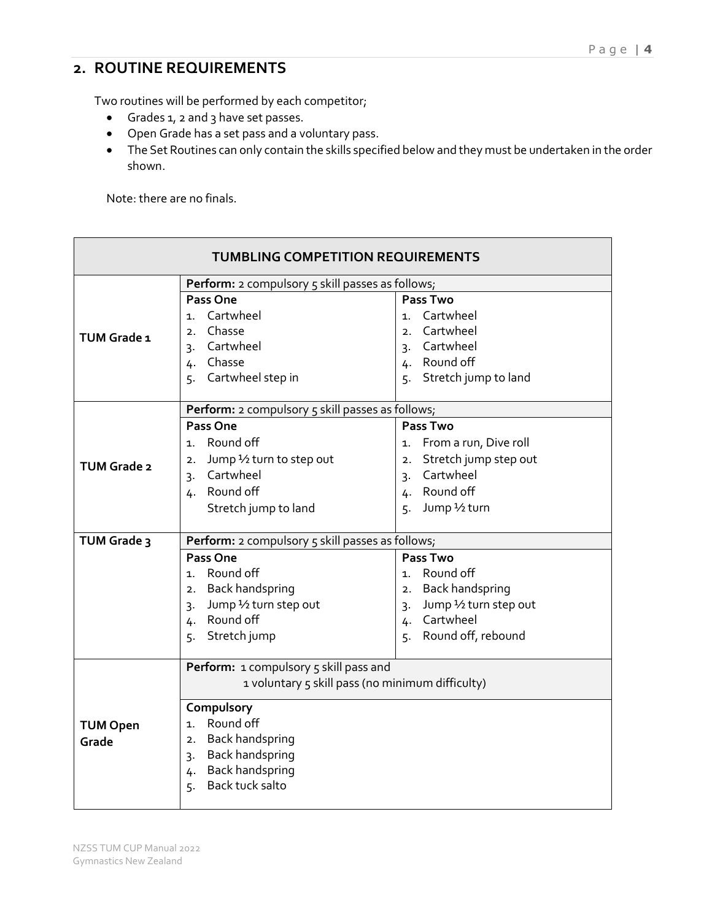## 2. ROUTINE REQUIREMENTS

Two routines will be performed by each competitor;

- Grades 1, 2 and 3 have set passes.
- Open Grade has a set pass and a voluntary pass.
- The Set Routines can only contain the skills specified below and they must be undertaken in the order shown.

Note: there are no finals.

| TUMBLING COMPETITION REQUIREMENTS | | |
|---|---|---|
| **TUM Grade 1** | **Perform:** 2 compulsory 5 skill passes as follows; | |
| | **Pass One**<br>1. Cartwheel<br>2. Chasse<br>3. Cartwheel<br>4. Chasse<br>5. Cartwheel step in | **Pass Two**<br>1. Cartwheel<br>2. Cartwheel<br>3. Cartwheel<br>4. Round off<br>5. Stretch jump to land |
| **TUM Grade 2** | **Perform:** 2 compulsory 5 skill passes as follows; | |
| | **Pass One**<br>1. Round off<br>2. Jump ½ turn to step out<br>3. Cartwheel<br>4. Round off<br>Stretch jump to land | **Pass Two**<br>1. From a run, Dive roll<br>2. Stretch jump step out<br>3. Cartwheel<br>4. Round off<br>5. Jump ½ turn |
| **TUM Grade 3** | **Perform:** 2 compulsory 5 skill passes as follows; | |
| | **Pass One**<br>1. Round off<br>2. Back handspring<br>3. Jump ½ turn step out<br>4. Round off<br>5. Stretch jump | **Pass Two**<br>1. Round off<br>2. Back handspring<br>3. Jump ½ turn step out<br>4. Cartwheel<br>5. Round off, rebound |
| **TUM Open Grade** | **Perform:** 1 compulsory 5 skill pass and<br>1 voluntary 5 skill pass (no minimum difficulty) | |
| | **Compulsory**<br>1. Round off<br>2. Back handspring<br>3. Back handspring<br>4. Back handspring<br>5. Back tuck salto | |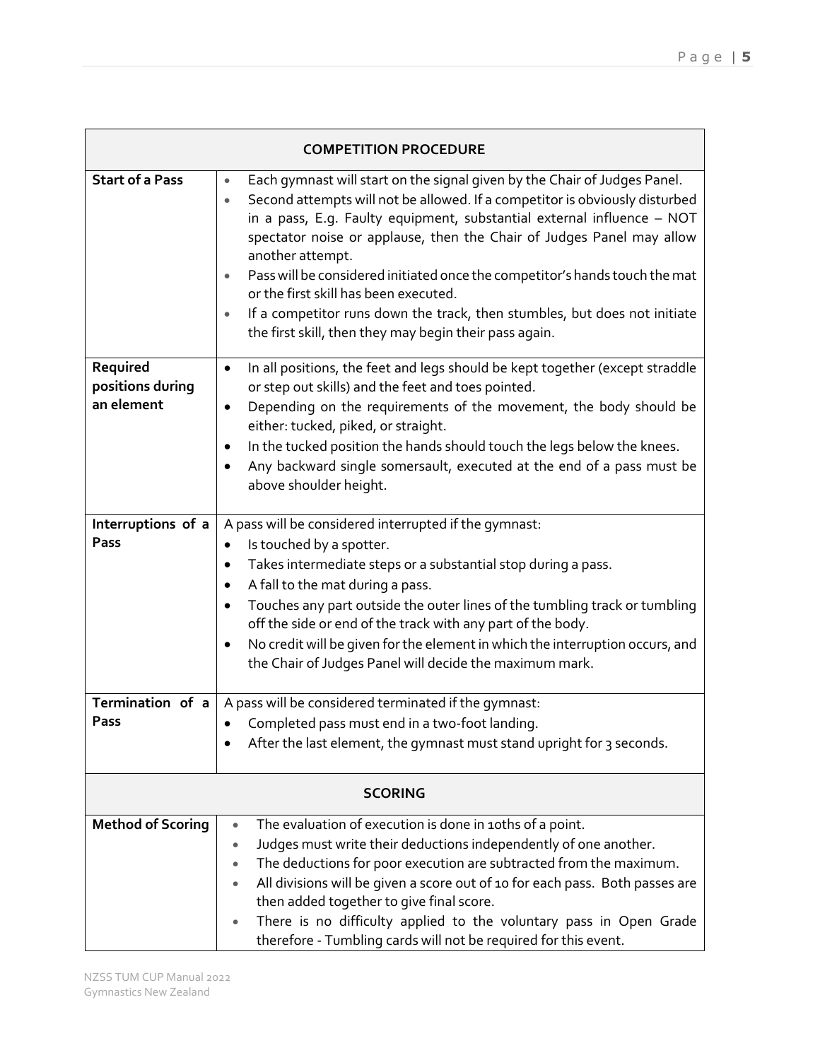| COMPETITION PROCEDURE | |
|---|---|
| **Start of a Pass** | • Each gymnast will start on the signal given by the Chair of Judges Panel.<br>• Second attempts will not be allowed. If a competitor is obviously disturbed in a pass, E.g. Faulty equipment, substantial external influence – NOT spectator noise or applause, then the Chair of Judges Panel may allow another attempt.<br>• Pass will be considered initiated once the competitor's hands touch the mat or the first skill has been executed.<br>• If a competitor runs down the track, then stumbles, but does not initiate the first skill, then they may begin their pass again. |
| **Required positions during an element** | • In all positions, the feet and legs should be kept together (except straddle or step out skills) and the feet and toes pointed.<br>• Depending on the requirements of the movement, the body should be either: tucked, piked, or straight.<br>• In the tucked position the hands should touch the legs below the knees.<br>• Any backward single somersault, executed at the end of a pass must be above shoulder height. |
| **Interruptions of a Pass** | A pass will be considered interrupted if the gymnast:<br>• Is touched by a spotter.<br>• Takes intermediate steps or a substantial stop during a pass.<br>• A fall to the mat during a pass.<br>• Touches any part outside the outer lines of the tumbling track or tumbling off the side or end of the track with any part of the body.<br>• No credit will be given for the element in which the interruption occurs, and the Chair of Judges Panel will decide the maximum mark. |
| **Termination of a Pass** | A pass will be considered terminated if the gymnast:<br>• Completed pass must end in a two-foot landing.<br>• After the last element, the gymnast must stand upright for 3 seconds. |
| **SCORING** | |
| **Method of Scoring** | • The evaluation of execution is done in 10ths of a point.<br>• Judges must write their deductions independently of one another.<br>• The deductions for poor execution are subtracted from the maximum.<br>• All divisions will be given a score out of 10 for each pass. Both passes are then added together to give final score.<br>• There is no difficulty applied to the voluntary pass in Open Grade therefore - Tumbling cards will not be required for this event. |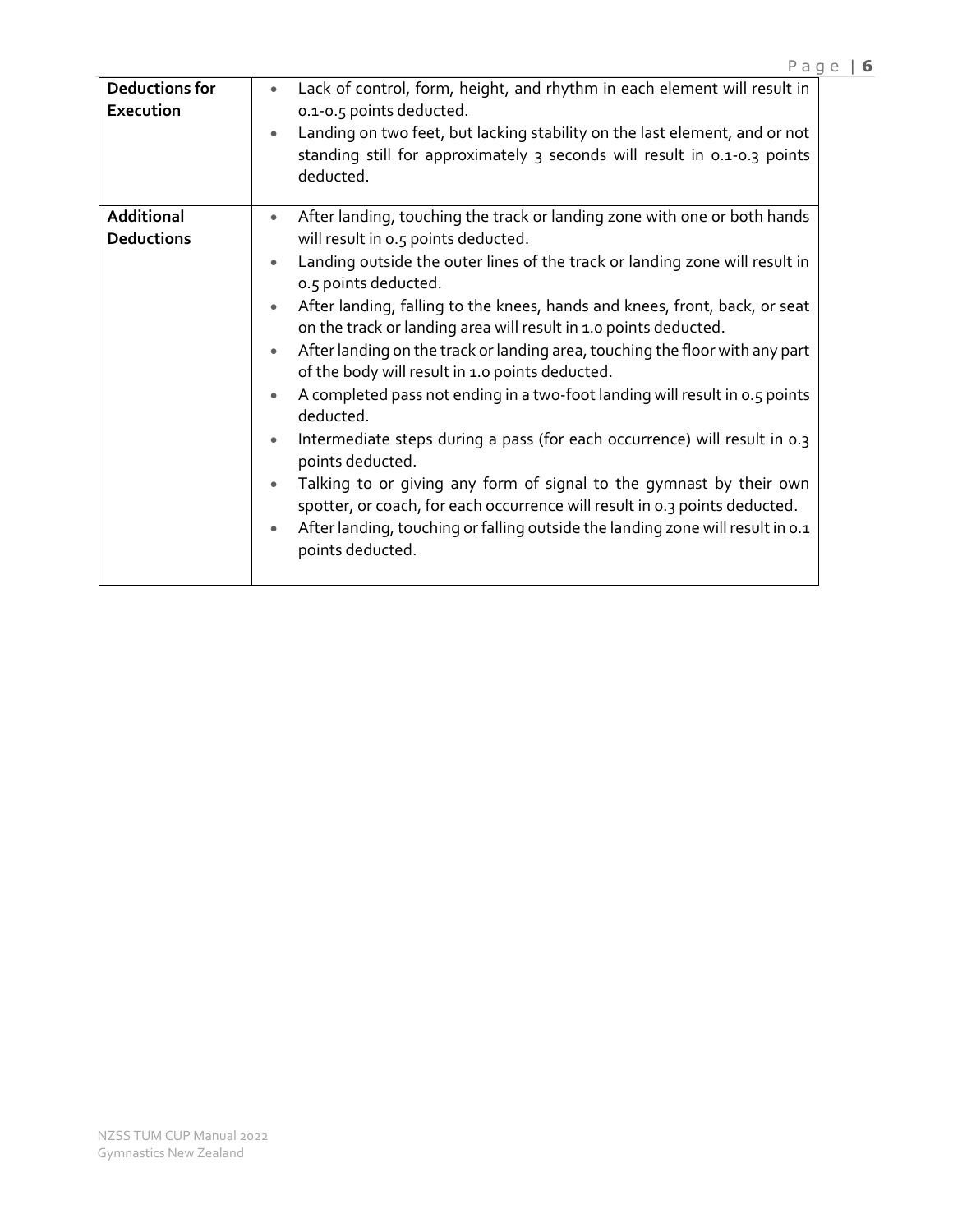| | |
|---|---|
| **Deductions for Execution** | • Lack of control, form, height, and rhythm in each element will result in 0.1-0.5 points deducted.<br>• Landing on two feet, but lacking stability on the last element, and or not standing still for approximately 3 seconds will result in 0.1-0.3 points deducted. |
| **Additional Deductions** | • After landing, touching the track or landing zone with one or both hands will result in 0.5 points deducted.<br>• Landing outside the outer lines of the track or landing zone will result in 0.5 points deducted.<br>• After landing, falling to the knees, hands and knees, front, back, or seat on the track or landing area will result in 1.0 points deducted.<br>• After landing on the track or landing area, touching the floor with any part of the body will result in 1.0 points deducted.<br>• A completed pass not ending in a two-foot landing will result in 0.5 points deducted.<br>• Intermediate steps during a pass (for each occurrence) will result in 0.3 points deducted.<br>• Talking to or giving any form of signal to the gymnast by their own spotter, or coach, for each occurrence will result in 0.3 points deducted.<br>• After landing, touching or falling outside the landing zone will result in 0.1 points deducted. |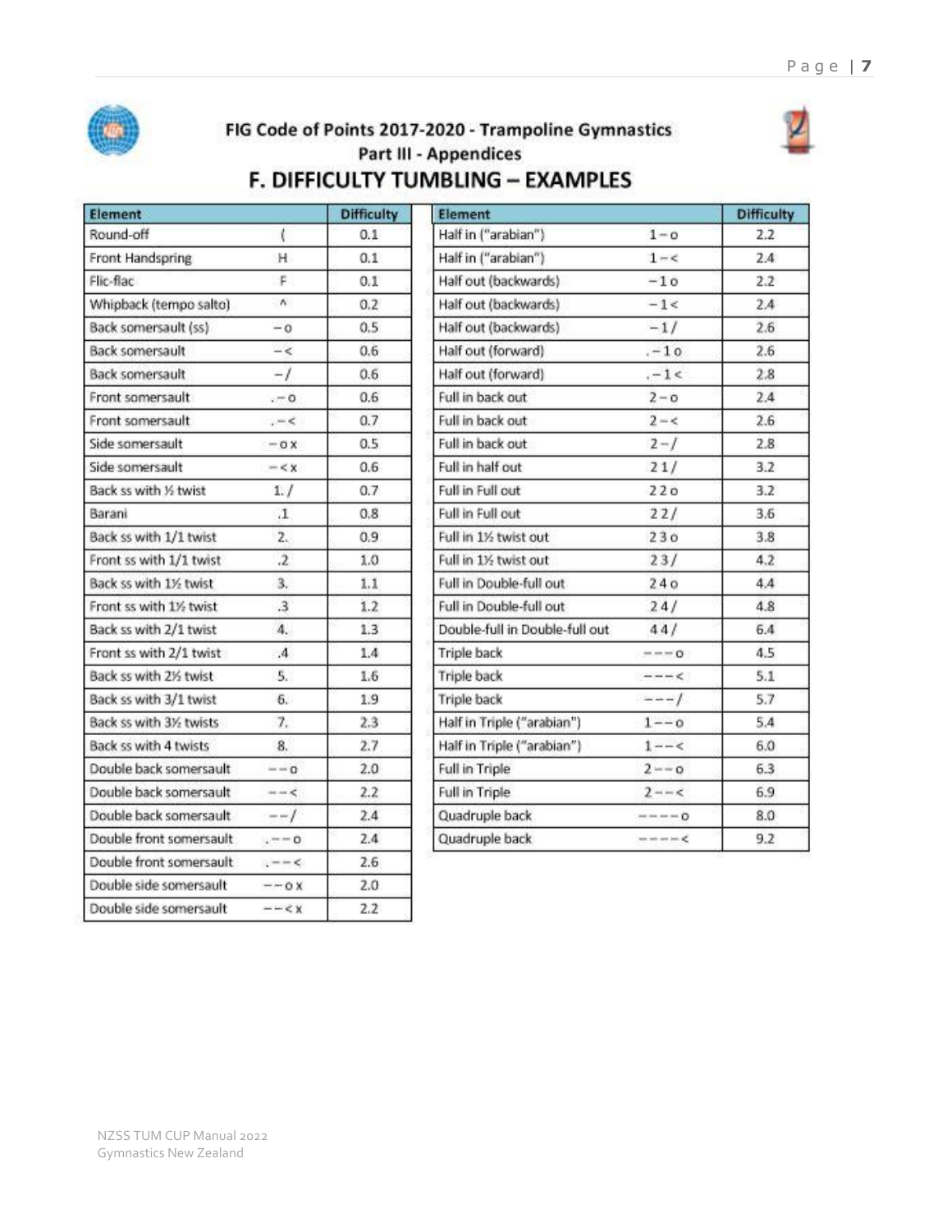## FIG Code of Points 2017-2020 - Trampoline Gymnastics

### Part III - Appendices

# F. DIFFICULTY TUMBLING – EXAMPLES

| Element | | Difficulty |
|---|---|---|
| Round-off | ( | 0.1 |
| Front Handspring | H | 0.1 |
| Flic-flac | F | 0.1 |
| Whipback (tempo salto) | ^ | 0.2 |
| Back somersault (ss) | – o | 0.5 |
| Back somersault | – < | 0.6 |
| Back somersault | – / | 0.6 |
| Front somersault | . – o | 0.6 |
| Front somersault | . – < | 0.7 |
| Side somersault | – o x | 0.5 |
| Side somersault | – < x | 0.6 |
| Back ss with ½ twist | 1. / | 0.7 |
| Barani | .1 | 0.8 |
| Back ss with 1/1 twist | 2. | 0.9 |
| Front ss with 1/1 twist | .2 | 1.0 |
| Back ss with 1½ twist | 3. | 1.1 |
| Front ss with 1½ twist | .3 | 1.2 |
| Back ss with 2/1 twist | 4. | 1.3 |
| Front ss with 2/1 twist | .4 | 1.4 |
| Back ss with 2½ twist | 5. | 1.6 |
| Back ss with 3/1 twist | 6. | 1.9 |
| Back ss with 3½ twists | 7. | 2.3 |
| Back ss with 4 twists | 8. | 2.7 |
| Double back somersault | – – o | 2.0 |
| Double back somersault | – – < | 2.2 |
| Double back somersault | – – / | 2.4 |
| Double front somersault | . – – o | 2.4 |
| Double front somersault | . – – < | 2.6 |
| Double side somersault | – – o x | 2.0 |
| Double side somersault | – – < x | 2.2 |

| Element | | Difficulty |
|---|---|---|
| Half in ("arabian") | 1 – o | 2.2 |
| Half in ("arabian") | 1 – < | 2.4 |
| Half out (backwards) | – 1 o | 2.2 |
| Half out (backwards) | – 1 < | 2.4 |
| Half out (backwards) | – 1 / | 2.6 |
| Half out (forward) | . – 1 o | 2.6 |
| Half out (forward) | . – 1 < | 2.8 |
| Full in back out | 2 – o | 2.4 |
| Full in back out | 2 – < | 2.6 |
| Full in back out | 2 – / | 2.8 |
| Full in half out | 2 1 / | 3.2 |
| Full in Full out | 2 2 o | 3.2 |
| Full in Full out | 2 2 / | 3.6 |
| Full in 1½ twist out | 2 3 o | 3.8 |
| Full in 1½ twist out | 2 3 / | 4.2 |
| Full in Double-full out | 2 4 o | 4.4 |
| Full in Double-full out | 2 4 / | 4.8 |
| Double-full in Double-full out | 4 4 / | 6.4 |
| Triple back | – – – o | 4.5 |
| Triple back | – – – < | 5.1 |
| Triple back | – – – / | 5.7 |
| Half in Triple ("arabian") | 1 – – o | 5.4 |
| Half in Triple ("arabian") | 1 – – < | 6.0 |
| Full in Triple | 2 – – o | 6.3 |
| Full in Triple | 2 – – < | 6.9 |
| Quadruple back | – – – – o | 8.0 |
| Quadruple back | – – – – < | 9.2 |